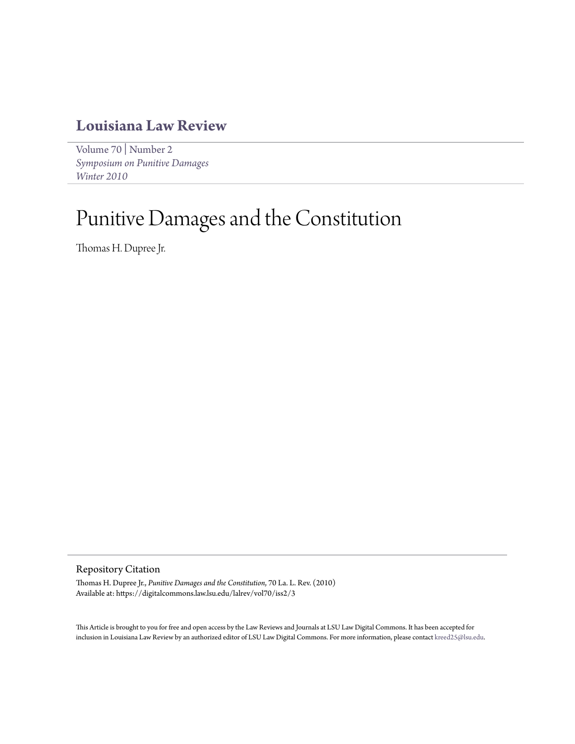# Louisiana Law Review

Volume 70 | Number 2
*Symposium on Punitive Damages*
*Winter 2010*

# Punitive Damages and the Constitution

Thomas H. Dupree Jr.

## Repository Citation

Thomas H. Dupree Jr., *Punitive Damages and the Constitution*, 70 La. L. Rev. (2010)
Available at: https://digitalcommons.law.lsu.edu/lalrev/vol70/iss2/3

This Article is brought to you for free and open access by the Law Reviews and Journals at LSU Law Digital Commons. It has been accepted for inclusion in Louisiana Law Review by an authorized editor of LSU Law Digital Commons. For more information, please contact kreed25@lsu.edu.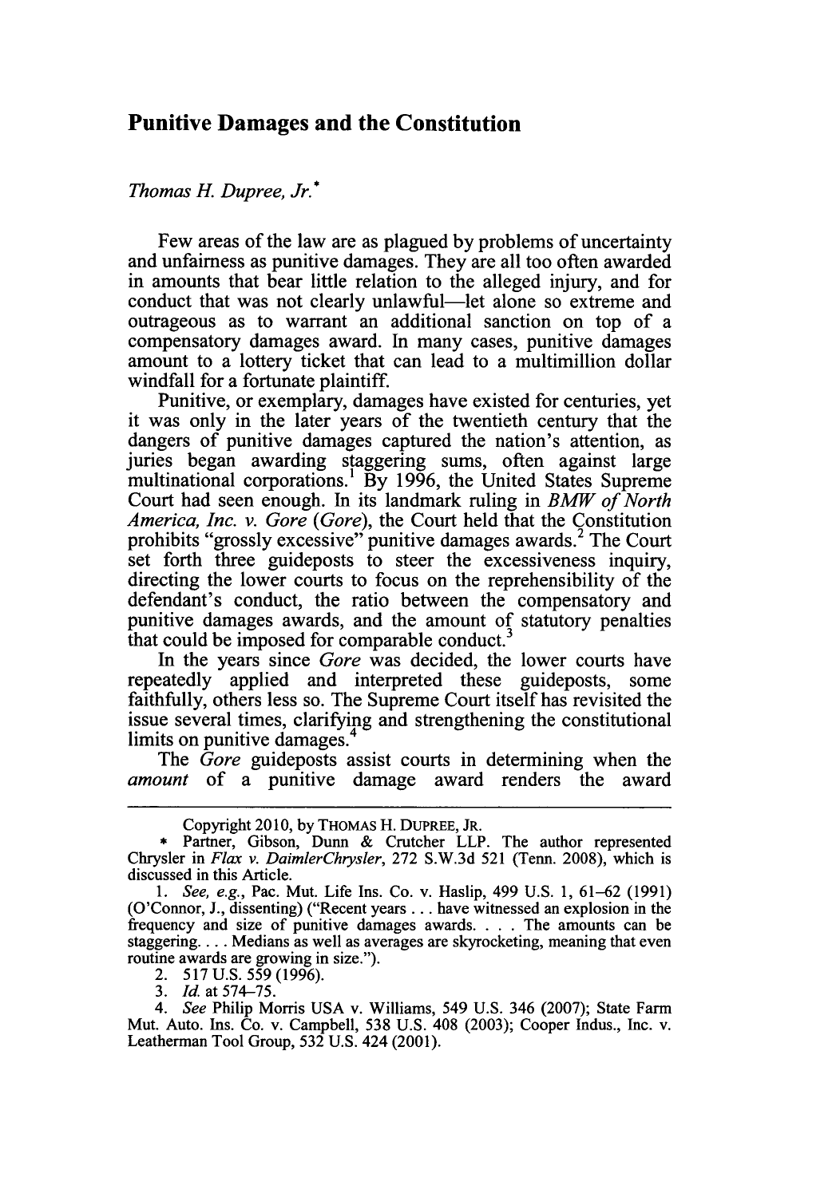## Punitive Damages and the Constitution

*Thomas H. Dupree, Jr.*[*]

Few areas of the law are as plagued by problems of uncertainty and unfairness as punitive damages. They are all too often awarded in amounts that bear little relation to the alleged injury, and for conduct that was not clearly unlawful—let alone so extreme and outrageous as to warrant an additional sanction on top of a compensatory damages award. In many cases, punitive damages amount to a lottery ticket that can lead to a multimillion dollar windfall for a fortunate plaintiff.

Punitive, or exemplary, damages have existed for centuries, yet it was only in the later years of the twentieth century that the dangers of punitive damages captured the nation's attention, as juries began awarding staggering sums, often against large multinational corporations.[1] By 1996, the United States Supreme Court had seen enough. In its landmark ruling in *BMW of North America, Inc. v. Gore* (*Gore*), the Court held that the Constitution prohibits "grossly excessive" punitive damages awards.[2] The Court set forth three guideposts to steer the excessiveness inquiry, directing the lower courts to focus on the reprehensibility of the defendant's conduct, the ratio between the compensatory and punitive damages awards, and the amount of statutory penalties that could be imposed for comparable conduct.[3]

In the years since *Gore* was decided, the lower courts have repeatedly applied and interpreted these guideposts, some faithfully, others less so. The Supreme Court itself has revisited the issue several times, clarifying and strengthening the constitutional limits on punitive damages.[4]

The *Gore* guideposts assist courts in determining when the *amount* of a punitive damage award renders the award

---

Copyright 2010, by THOMAS H. DUPREE, JR.

\* Partner, Gibson, Dunn & Crutcher LLP. The author represented Chrysler in *Flax v. DaimlerChrysler*, 272 S.W.3d 521 (Tenn. 2008), which is discussed in this Article.

1. *See, e.g.*, Pac. Mut. Life Ins. Co. v. Haslip, 499 U.S. 1, 61–62 (1991) (O'Connor, J., dissenting) ("Recent years . . . have witnessed an explosion in the frequency and size of punitive damages awards. . . . The amounts can be staggering. . . . Medians as well as averages are skyrocketing, meaning that even routine awards are growing in size.").

2. 517 U.S. 559 (1996).

3. *Id.* at 574–75.

4. *See* Philip Morris USA v. Williams, 549 U.S. 346 (2007); State Farm Mut. Auto. Ins. Co. v. Campbell, 538 U.S. 408 (2003); Cooper Indus., Inc. v. Leatherman Tool Group, 532 U.S. 424 (2001).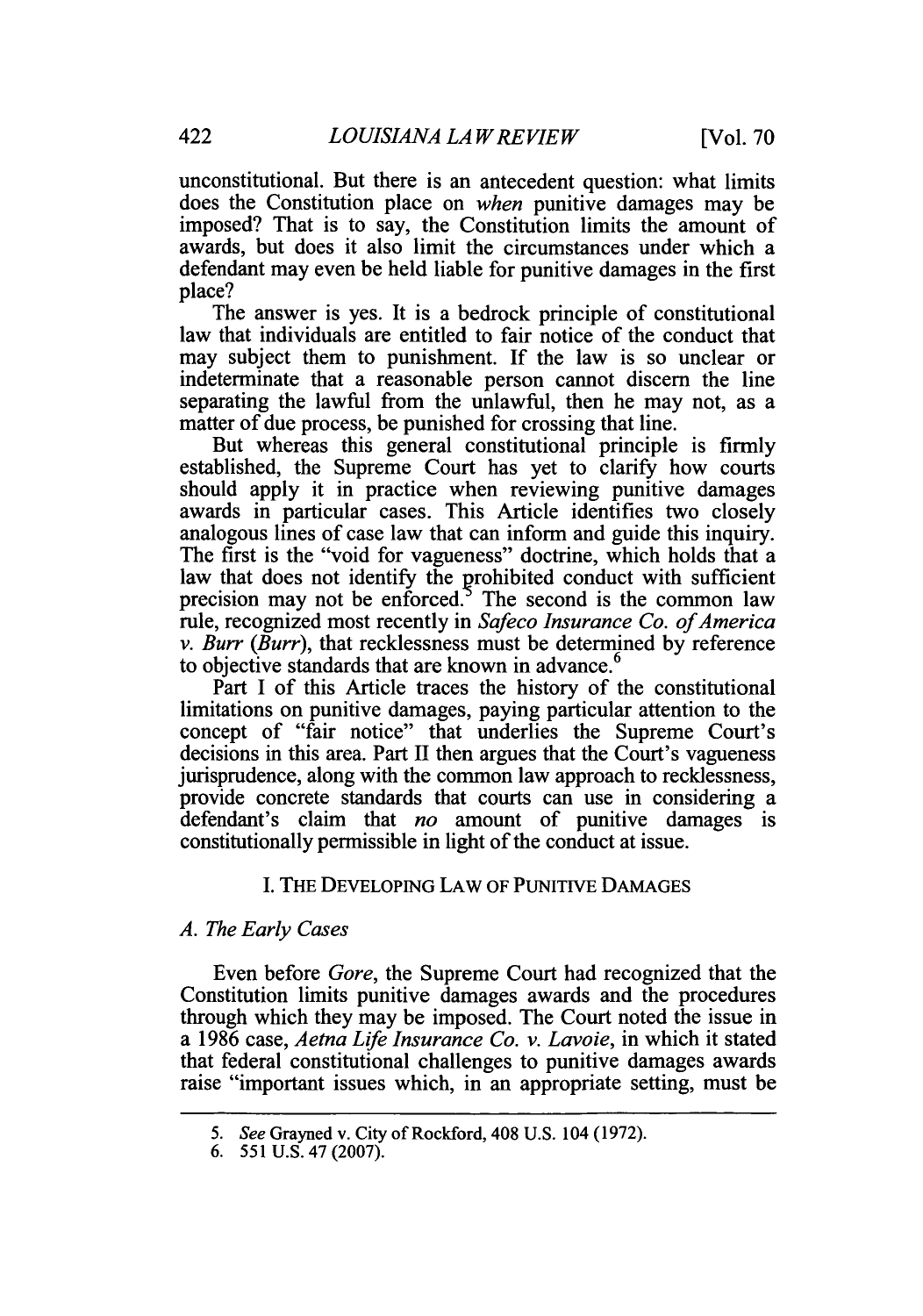unconstitutional. But there is an antecedent question: what limits does the Constitution place on *when* punitive damages may be imposed? That is to say, the Constitution limits the amount of awards, but does it also limit the circumstances under which a defendant may even be held liable for punitive damages in the first place?

The answer is yes. It is a bedrock principle of constitutional law that individuals are entitled to fair notice of the conduct that may subject them to punishment. If the law is so unclear or indeterminate that a reasonable person cannot discern the line separating the lawful from the unlawful, then he may not, as a matter of due process, be punished for crossing that line.

But whereas this general constitutional principle is firmly established, the Supreme Court has yet to clarify how courts should apply it in practice when reviewing punitive damages awards in particular cases. This Article identifies two closely analogous lines of case law that can inform and guide this inquiry. The first is the "void for vagueness" doctrine, which holds that a law that does not identify the prohibited conduct with sufficient precision may not be enforced.[5] The second is the common law rule, recognized most recently in *Safeco Insurance Co. of America v. Burr* (*Burr*), that recklessness must be determined by reference to objective standards that are known in advance.[6]

Part I of this Article traces the history of the constitutional limitations on punitive damages, paying particular attention to the concept of "fair notice" that underlies the Supreme Court's decisions in this area. Part II then argues that the Court's vagueness jurisprudence, along with the common law approach to recklessness, provide concrete standards that courts can use in considering a defendant's claim that *no* amount of punitive damages is constitutionally permissible in light of the conduct at issue.

## I. THE DEVELOPING LAW OF PUNITIVE DAMAGES

### *A. The Early Cases*

Even before *Gore*, the Supreme Court had recognized that the Constitution limits punitive damages awards and the procedures through which they may be imposed. The Court noted the issue in a 1986 case, *Aetna Life Insurance Co. v. Lavoie*, in which it stated that federal constitutional challenges to punitive damages awards raise "important issues which, in an appropriate setting, must be

---

5. *See* Grayned v. City of Rockford, 408 U.S. 104 (1972).

6. 551 U.S. 47 (2007).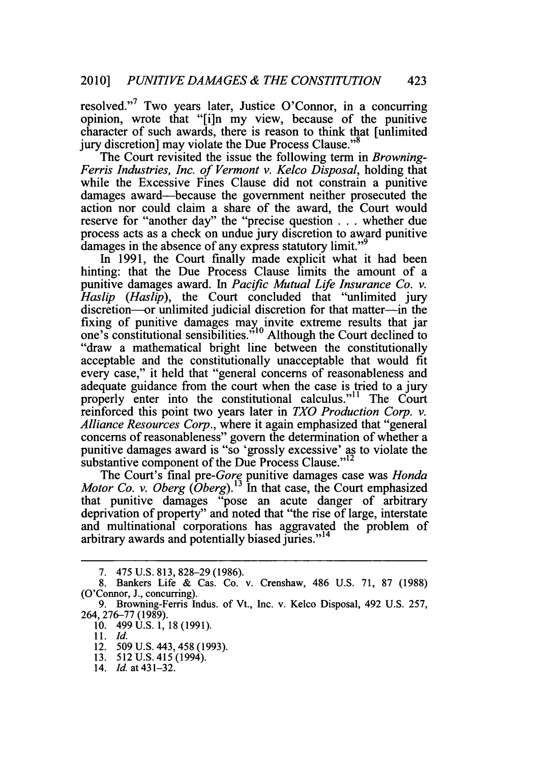resolved."[7] Two years later, Justice O'Connor, in a concurring opinion, wrote that "[i]n my view, because of the punitive character of such awards, there is reason to think that [unlimited jury discretion] may violate the Due Process Clause."[8]

The Court revisited the issue the following term in *Browning-Ferris Industries, Inc. of Vermont v. Kelco Disposal*, holding that while the Excessive Fines Clause did not constrain a punitive damages award—because the government neither prosecuted the action nor could claim a share of the award, the Court would reserve for "another day" the "precise question . . . whether due process acts as a check on undue jury discretion to award punitive damages in the absence of any express statutory limit."[9]

In 1991, the Court finally made explicit what it had been hinting: that the Due Process Clause limits the amount of a punitive damages award. In *Pacific Mutual Life Insurance Co. v. Haslip* (*Haslip*), the Court concluded that "unlimited jury discretion—or unlimited judicial discretion for that matter—in the fixing of punitive damages may invite extreme results that jar one's constitutional sensibilities."[10] Although the Court declined to "draw a mathematical bright line between the constitutionally acceptable and the constitutionally unacceptable that would fit every case," it held that "general concerns of reasonableness and adequate guidance from the court when the case is tried to a jury properly enter into the constitutional calculus."[11] The Court reinforced this point two years later in *TXO Production Corp. v. Alliance Resources Corp.*, where it again emphasized that "general concerns of reasonableness" govern the determination of whether a punitive damages award is "so 'grossly excessive' as to violate the substantive component of the Due Process Clause."[12]

The Court's final pre-*Gore* punitive damages case was *Honda Motor Co. v. Oberg* (*Oberg*).[13] In that case, the Court emphasized that punitive damages "pose an acute danger of arbitrary deprivation of property" and noted that "the rise of large, interstate and multinational corporations has aggravated the problem of arbitrary awards and potentially biased juries."[14]

---

7. 475 U.S. 813, 828–29 (1986).

8. Bankers Life & Cas. Co. v. Crenshaw, 486 U.S. 71, 87 (1988) (O'Connor, J., concurring).

9. Browning-Ferris Indus. of Vt., Inc. v. Kelco Disposal, 492 U.S. 257, 264, 276–77 (1989).

10. 499 U.S. 1, 18 (1991).

11. *Id.*

12. 509 U.S. 443, 458 (1993).

13. 512 U.S. 415 (1994).

14. *Id.* at 431–32.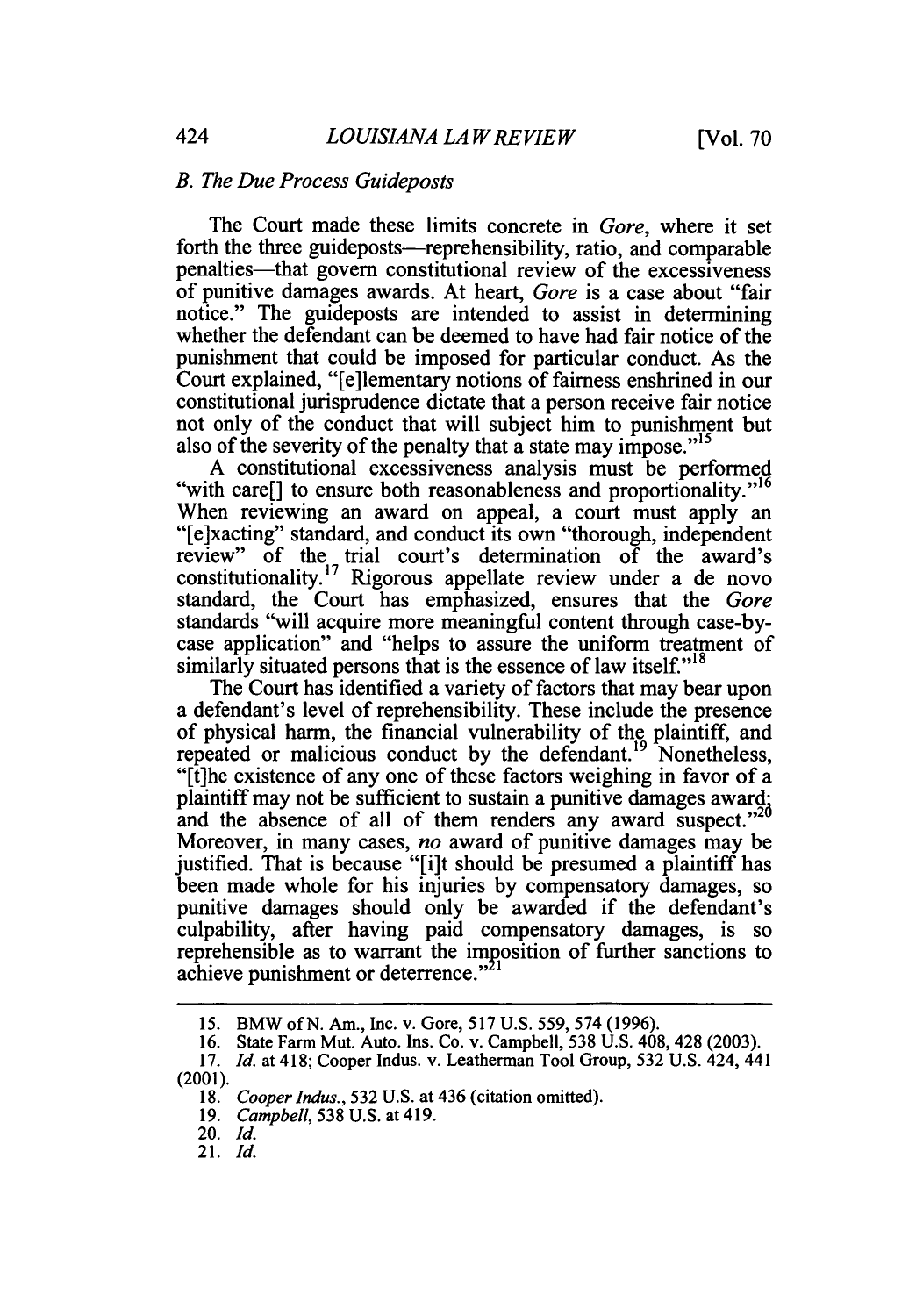### B. The Due Process Guideposts

The Court made these limits concrete in *Gore*, where it set forth the three guideposts—reprehensibility, ratio, and comparable penalties—that govern constitutional review of the excessiveness of punitive damages awards. At heart, *Gore* is a case about "fair notice." The guideposts are intended to assist in determining whether the defendant can be deemed to have had fair notice of the punishment that could be imposed for particular conduct. As the Court explained, "[e]lementary notions of fairness enshrined in our constitutional jurisprudence dictate that a person receive fair notice not only of the conduct that will subject him to punishment but also of the severity of the penalty that a state may impose."[15]

A constitutional excessiveness analysis must be performed "with care[] to ensure both reasonableness and proportionality."[16] When reviewing an award on appeal, a court must apply an "[e]xacting" standard, and conduct its own "thorough, independent review" of the trial court's determination of the award's constitutionality.[17] Rigorous appellate review under a de novo standard, the Court has emphasized, ensures that the *Gore* standards "will acquire more meaningful content through case-by-case application" and "helps to assure the uniform treatment of similarly situated persons that is the essence of law itself."[18]

The Court has identified a variety of factors that may bear upon a defendant's level of reprehensibility. These include the presence of physical harm, the financial vulnerability of the plaintiff, and repeated or malicious conduct by the defendant.[19] Nonetheless, "[t]he existence of any one of these factors weighing in favor of a plaintiff may not be sufficient to sustain a punitive damages award; and the absence of all of them renders any award suspect."[20] Moreover, in many cases, *no* award of punitive damages may be justified. That is because "[i]t should be presumed a plaintiff has been made whole for his injuries by compensatory damages, so punitive damages should only be awarded if the defendant's culpability, after having paid compensatory damages, is so reprehensible as to warrant the imposition of further sanctions to achieve punishment or deterrence."[21]

---

15. BMW of N. Am., Inc. v. Gore, 517 U.S. 559, 574 (1996).
16. State Farm Mut. Auto. Ins. Co. v. Campbell, 538 U.S. 408, 428 (2003).
17. *Id.* at 418; Cooper Indus. v. Leatherman Tool Group, 532 U.S. 424, 441 (2001).
18. *Cooper Indus.*, 532 U.S. at 436 (citation omitted).
19. *Campbell*, 538 U.S. at 419.
20. *Id.*
21. *Id.*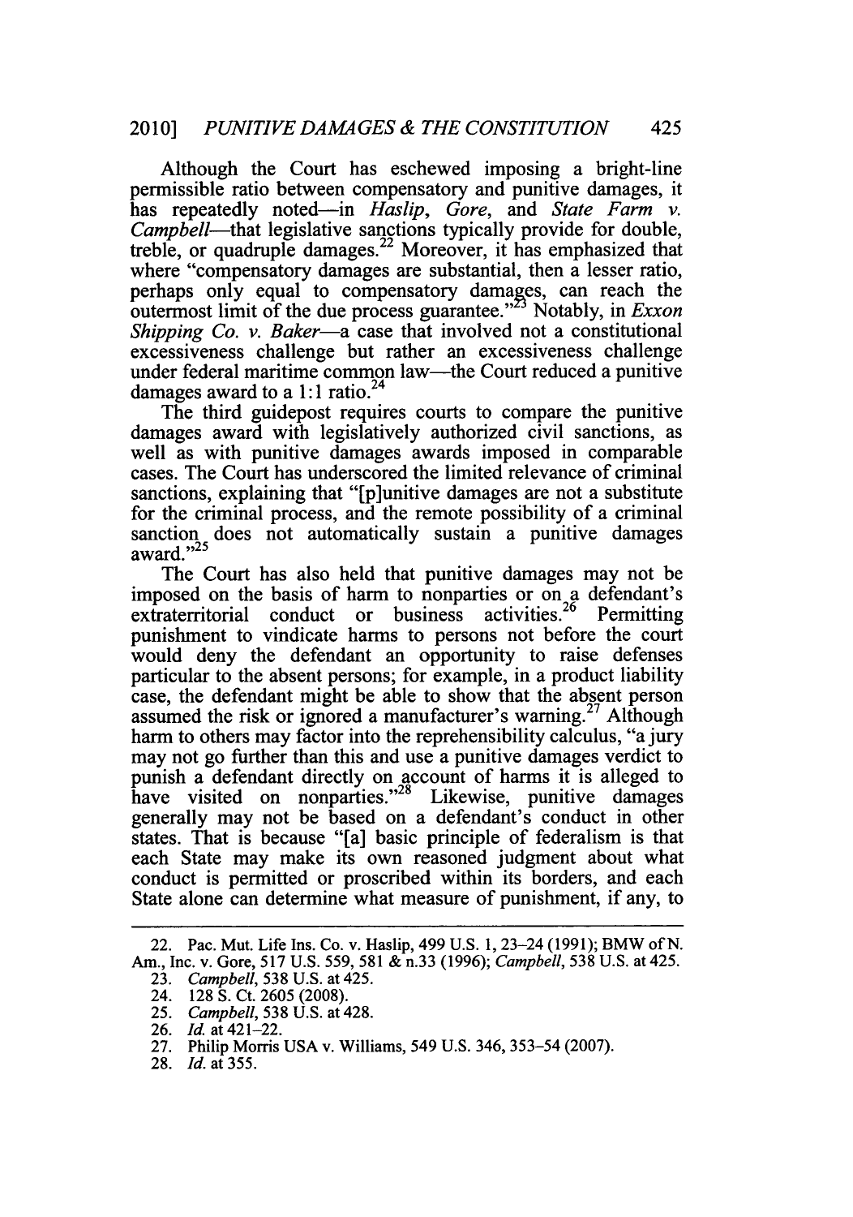Although the Court has eschewed imposing a bright-line permissible ratio between compensatory and punitive damages, it has repeatedly noted—in *Haslip*, *Gore*, and *State Farm v. Campbell*—that legislative sanctions typically provide for double, treble, or quadruple damages.[22] Moreover, it has emphasized that where "compensatory damages are substantial, then a lesser ratio, perhaps only equal to compensatory damages, can reach the outermost limit of the due process guarantee."[23] Notably, in *Exxon Shipping Co. v. Baker*—a case that involved not a constitutional excessiveness challenge but rather an excessiveness challenge under federal maritime common law—the Court reduced a punitive damages award to a 1:1 ratio.[24]

The third guidepost requires courts to compare the punitive damages award with legislatively authorized civil sanctions, as well as with punitive damages awards imposed in comparable cases. The Court has underscored the limited relevance of criminal sanctions, explaining that "[p]unitive damages are not a substitute for the criminal process, and the remote possibility of a criminal sanction does not automatically sustain a punitive damages award."[25]

The Court has also held that punitive damages may not be imposed on the basis of harm to nonparties or on a defendant's extraterritorial conduct or business activities.[26] Permitting punishment to vindicate harms to persons not before the court would deny the defendant an opportunity to raise defenses particular to the absent persons; for example, in a product liability case, the defendant might be able to show that the absent person assumed the risk or ignored a manufacturer's warning.[27] Although harm to others may factor into the reprehensibility calculus, "a jury may not go further than this and use a punitive damages verdict to punish a defendant directly on account of harms it is alleged to have visited on nonparties."[28] Likewise, punitive damages generally may not be based on a defendant's conduct in other states. That is because "[a] basic principle of federalism is that each State may make its own reasoned judgment about what conduct is permitted or proscribed within its borders, and each State alone can determine what measure of punishment, if any, to

---

22. Pac. Mut. Life Ins. Co. v. Haslip, 499 U.S. 1, 23–24 (1991); BMW of N. Am., Inc. v. Gore, 517 U.S. 559, 581 & n.33 (1996); *Campbell*, 538 U.S. at 425.

23. *Campbell*, 538 U.S. at 425.

24. 128 S. Ct. 2605 (2008).

25. *Campbell*, 538 U.S. at 428.

26. *Id.* at 421–22.

27. Philip Morris USA v. Williams, 549 U.S. 346, 353–54 (2007).

28. *Id.* at 355.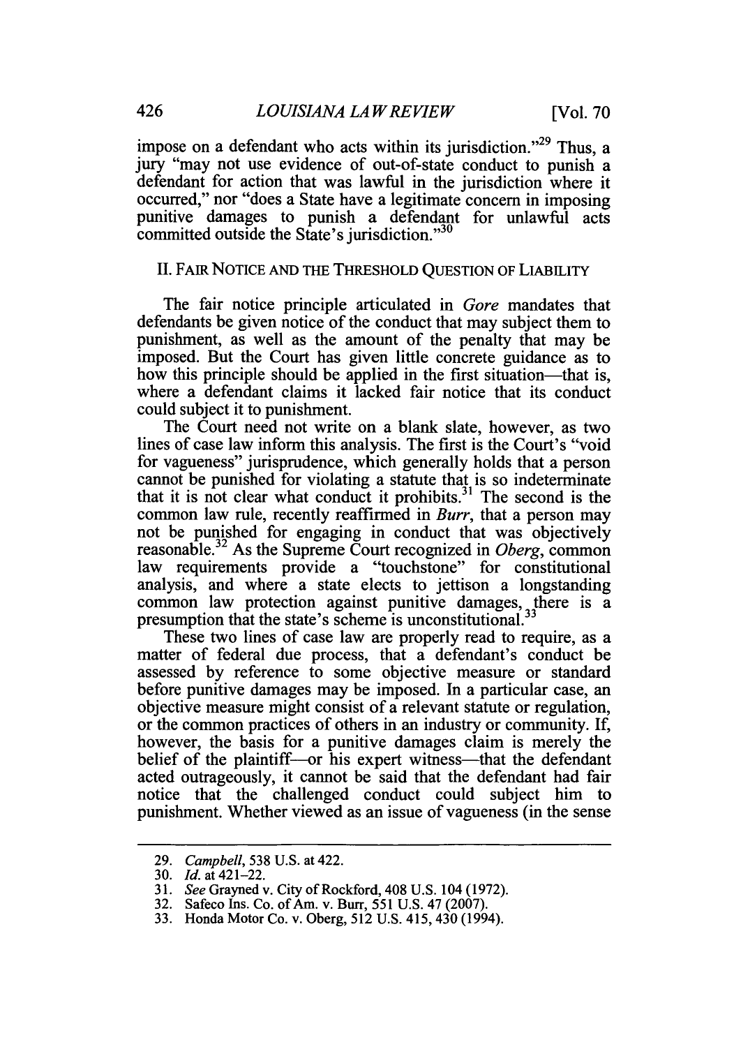impose on a defendant who acts within its jurisdiction."[29] Thus, a jury "may not use evidence of out-of-state conduct to punish a defendant for action that was lawful in the jurisdiction where it occurred," nor "does a State have a legitimate concern in imposing punitive damages to punish a defendant for unlawful acts committed outside the State's jurisdiction."[30]

## II. FAIR NOTICE AND THE THRESHOLD QUESTION OF LIABILITY

The fair notice principle articulated in *Gore* mandates that defendants be given notice of the conduct that may subject them to punishment, as well as the amount of the penalty that may be imposed. But the Court has given little concrete guidance as to how this principle should be applied in the first situation—that is, where a defendant claims it lacked fair notice that its conduct could subject it to punishment.

The Court need not write on a blank slate, however, as two lines of case law inform this analysis. The first is the Court's "void for vagueness" jurisprudence, which generally holds that a person cannot be punished for violating a statute that is so indeterminate that it is not clear what conduct it prohibits.[31] The second is the common law rule, recently reaffirmed in *Burr*, that a person may not be punished for engaging in conduct that was objectively reasonable.[32] As the Supreme Court recognized in *Oberg*, common law requirements provide a "touchstone" for constitutional analysis, and where a state elects to jettison a longstanding common law protection against punitive damages, there is a presumption that the state's scheme is unconstitutional.[33]

These two lines of case law are properly read to require, as a matter of federal due process, that a defendant's conduct be assessed by reference to some objective measure or standard before punitive damages may be imposed. In a particular case, an objective measure might consist of a relevant statute or regulation, or the common practices of others in an industry or community. If, however, the basis for a punitive damages claim is merely the belief of the plaintiff—or his expert witness—that the defendant acted outrageously, it cannot be said that the defendant had fair notice that the challenged conduct could subject him to punishment. Whether viewed as an issue of vagueness (in the sense

---

29. *Campbell*, 538 U.S. at 422.
30. *Id.* at 421–22.
31. *See* Grayned v. City of Rockford, 408 U.S. 104 (1972).
32. Safeco Ins. Co. of Am. v. Burr, 551 U.S. 47 (2007).
33. Honda Motor Co. v. Oberg, 512 U.S. 415, 430 (1994).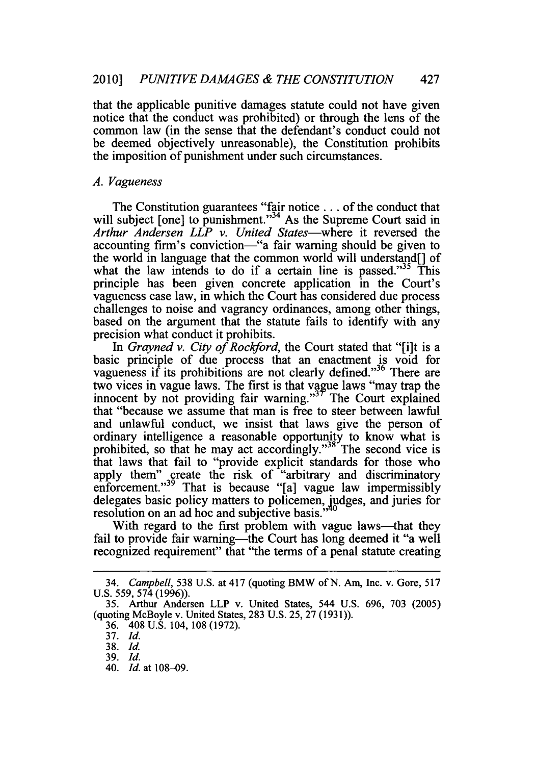that the applicable punitive damages statute could not have given notice that the conduct was prohibited) or through the lens of the common law (in the sense that the defendant's conduct could not be deemed objectively unreasonable), the Constitution prohibits the imposition of punishment under such circumstances.

### *A. Vagueness*

The Constitution guarantees "fair notice . . . of the conduct that will subject [one] to punishment."[34] As the Supreme Court said in *Arthur Andersen LLP v. United States*—where it reversed the accounting firm's conviction—"a fair warning should be given to the world in language that the common world will understand[] of what the law intends to do if a certain line is passed."[35] This principle has been given concrete application in the Court's vagueness case law, in which the Court has considered due process challenges to noise and vagrancy ordinances, among other things, based on the argument that the statute fails to identify with any precision what conduct it prohibits.

In *Grayned v. City of Rockford*, the Court stated that "[i]t is a basic principle of due process that an enactment is void for vagueness if its prohibitions are not clearly defined."[36] There are two vices in vague laws. The first is that vague laws "may trap the innocent by not providing fair warning."[37] The Court explained that "because we assume that man is free to steer between lawful and unlawful conduct, we insist that laws give the person of ordinary intelligence a reasonable opportunity to know what is prohibited, so that he may act accordingly."[38] The second vice is that laws that fail to "provide explicit standards for those who apply them" create the risk of "arbitrary and discriminatory enforcement."[39] That is because "[a] vague law impermissibly delegates basic policy matters to policemen, judges, and juries for resolution on an ad hoc and subjective basis."[40]

With regard to the first problem with vague laws—that they fail to provide fair warning—the Court has long deemed it "a well recognized requirement" that "the terms of a penal statute creating

---

34. *Campbell*, 538 U.S. at 417 (quoting BMW of N. Am, Inc. v. Gore, 517 U.S. 559, 574 (1996)).

35. Arthur Andersen LLP v. United States, 544 U.S. 696, 703 (2005) (quoting McBoyle v. United States, 283 U.S. 25, 27 (1931)).

36. 408 U.S. 104, 108 (1972).

37. *Id.*

38. *Id.*

39. *Id.*

40. *Id.* at 108–09.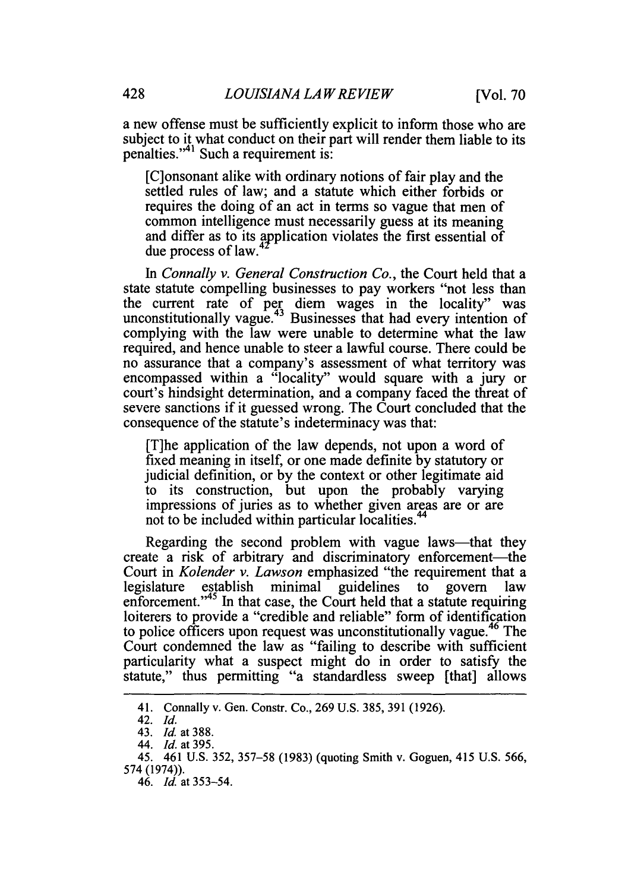a new offense must be sufficiently explicit to inform those who are subject to it what conduct on their part will render them liable to its penalties."[41] Such a requirement is:

> [C]onsonant alike with ordinary notions of fair play and the settled rules of law; and a statute which either forbids or requires the doing of an act in terms so vague that men of common intelligence must necessarily guess at its meaning and differ as to its application violates the first essential of due process of law.[42]

In *Connally v. General Construction Co.*, the Court held that a state statute compelling businesses to pay workers "not less than the current rate of per diem wages in the locality" was unconstitutionally vague.[43] Businesses that had every intention of complying with the law were unable to determine what the law required, and hence unable to steer a lawful course. There could be no assurance that a company's assessment of what territory was encompassed within a "locality" would square with a jury or court's hindsight determination, and a company faced the threat of severe sanctions if it guessed wrong. The Court concluded that the consequence of the statute's indeterminacy was that:

> [T]he application of the law depends, not upon a word of fixed meaning in itself, or one made definite by statutory or judicial definition, or by the context or other legitimate aid to its construction, but upon the probably varying impressions of juries as to whether given areas are or are not to be included within particular localities.[44]

Regarding the second problem with vague laws—that they create a risk of arbitrary and discriminatory enforcement—the Court in *Kolender v. Lawson* emphasized "the requirement that a legislature establish minimal guidelines to govern law enforcement."[45] In that case, the Court held that a statute requiring loiterers to provide a "credible and reliable" form of identification to police officers upon request was unconstitutionally vague.[46] The Court condemned the law as "failing to describe with sufficient particularity what a suspect might do in order to satisfy the statute," thus permitting "a standardless sweep [that] allows

---

41. Connally v. Gen. Constr. Co., 269 U.S. 385, 391 (1926).

42. *Id.*

43. *Id.* at 388.

44. *Id.* at 395.

45. 461 U.S. 352, 357–58 (1983) (quoting Smith v. Goguen, 415 U.S. 566, 574 (1974)).

46. *Id.* at 353–54.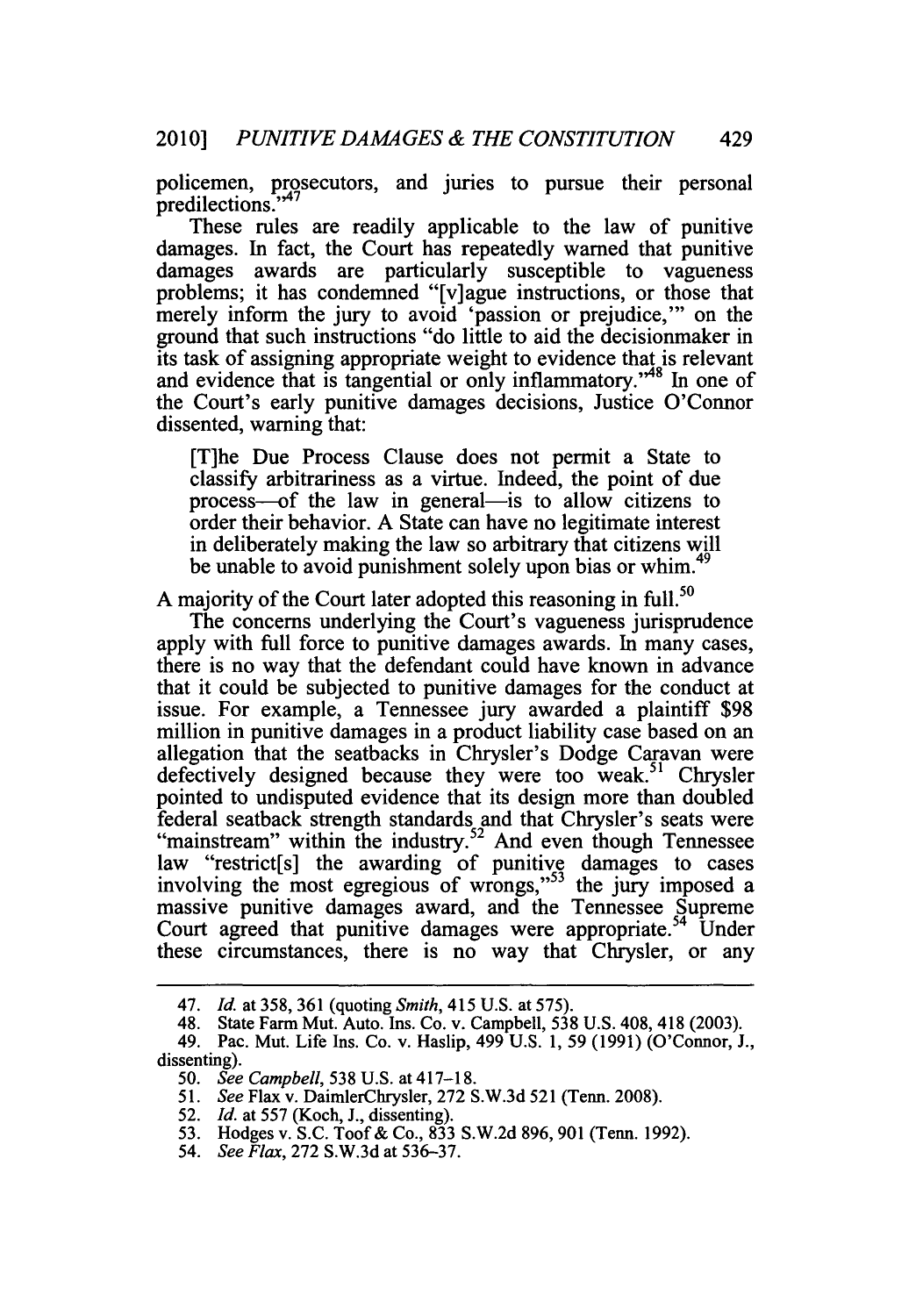policemen, prosecutors, and juries to pursue their personal predilections."[47]

These rules are readily applicable to the law of punitive damages. In fact, the Court has repeatedly warned that punitive damages awards are particularly susceptible to vagueness problems; it has condemned "[v]ague instructions, or those that merely inform the jury to avoid 'passion or prejudice,'" on the ground that such instructions "do little to aid the decisionmaker in its task of assigning appropriate weight to evidence that is relevant and evidence that is tangential or only inflammatory."[48] In one of the Court's early punitive damages decisions, Justice O'Connor dissented, warning that:

> [T]he Due Process Clause does not permit a State to classify arbitrariness as a virtue. Indeed, the point of due process—of the law in general—is to allow citizens to order their behavior. A State can have no legitimate interest in deliberately making the law so arbitrary that citizens will be unable to avoid punishment solely upon bias or whim.[49]

A majority of the Court later adopted this reasoning in full.[50]

The concerns underlying the Court's vagueness jurisprudence apply with full force to punitive damages awards. In many cases, there is no way that the defendant could have known in advance that it could be subjected to punitive damages for the conduct at issue. For example, a Tennessee jury awarded a plaintiff $98 million in punitive damages in a product liability case based on an allegation that the seatbacks in Chrysler's Dodge Caravan were defectively designed because they were too weak.[51] Chrysler pointed to undisputed evidence that its design more than doubled federal seatback strength standards and that Chrysler's seats were "mainstream" within the industry.[52] And even though Tennessee law "restrict[s] the awarding of punitive damages to cases involving the most egregious of wrongs,"[53] the jury imposed a massive punitive damages award, and the Tennessee Supreme Court agreed that punitive damages were appropriate.[54] Under these circumstances, there is no way that Chrysler, or any

---

47. *Id.* at 358, 361 (quoting *Smith*, 415 U.S. at 575).

48. State Farm Mut. Auto. Ins. Co. v. Campbell, 538 U.S. 408, 418 (2003).

49. Pac. Mut. Life Ins. Co. v. Haslip, 499 U.S. 1, 59 (1991) (O'Connor, J., dissenting).

50. *See Campbell*, 538 U.S. at 417–18.

51. *See* Flax v. DaimlerChrysler, 272 S.W.3d 521 (Tenn. 2008).

52. *Id.* at 557 (Koch, J., dissenting).

53. Hodges v. S.C. Toof & Co., 833 S.W.2d 896, 901 (Tenn. 1992).

54. *See Flax*, 272 S.W.3d at 536–37.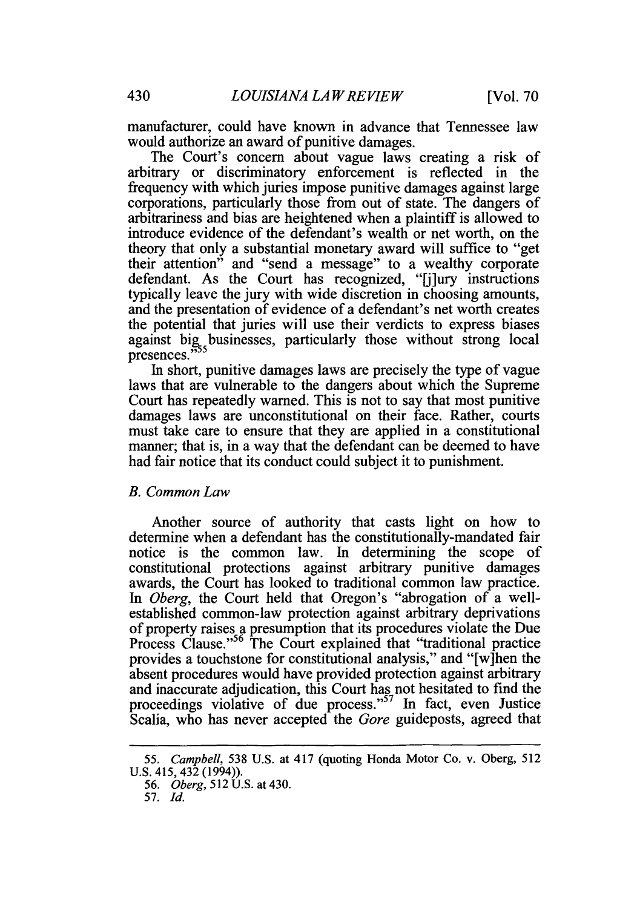manufacturer, could have known in advance that Tennessee law would authorize an award of punitive damages.

The Court's concern about vague laws creating a risk of arbitrary or discriminatory enforcement is reflected in the frequency with which juries impose punitive damages against large corporations, particularly those from out of state. The dangers of arbitrariness and bias are heightened when a plaintiff is allowed to introduce evidence of the defendant's wealth or net worth, on the theory that only a substantial monetary award will suffice to "get their attention" and "send a message" to a wealthy corporate defendant. As the Court has recognized, "[j]ury instructions typically leave the jury with wide discretion in choosing amounts, and the presentation of evidence of a defendant's net worth creates the potential that juries will use their verdicts to express biases against big businesses, particularly those without strong local presences."[55]

In short, punitive damages laws are precisely the type of vague laws that are vulnerable to the dangers about which the Supreme Court has repeatedly warned. This is not to say that most punitive damages laws are unconstitutional on their face. Rather, courts must take care to ensure that they are applied in a constitutional manner; that is, in a way that the defendant can be deemed to have had fair notice that its conduct could subject it to punishment.

### *B. Common Law*

Another source of authority that casts light on how to determine when a defendant has the constitutionally-mandated fair notice is the common law. In determining the scope of constitutional protections against arbitrary punitive damages awards, the Court has looked to traditional common law practice. In *Oberg*, the Court held that Oregon's "abrogation of a well-established common-law protection against arbitrary deprivations of property raises a presumption that its procedures violate the Due Process Clause."[56] The Court explained that "traditional practice provides a touchstone for constitutional analysis," and "[w]hen the absent procedures would have provided protection against arbitrary and inaccurate adjudication, this Court has not hesitated to find the proceedings violative of due process."[57] In fact, even Justice Scalia, who has never accepted the *Gore* guideposts, agreed that

---

55. *Campbell*, 538 U.S. at 417 (quoting Honda Motor Co. v. Oberg, 512 U.S. 415, 432 (1994)).

56. *Oberg*, 512 U.S. at 430.

57. *Id.*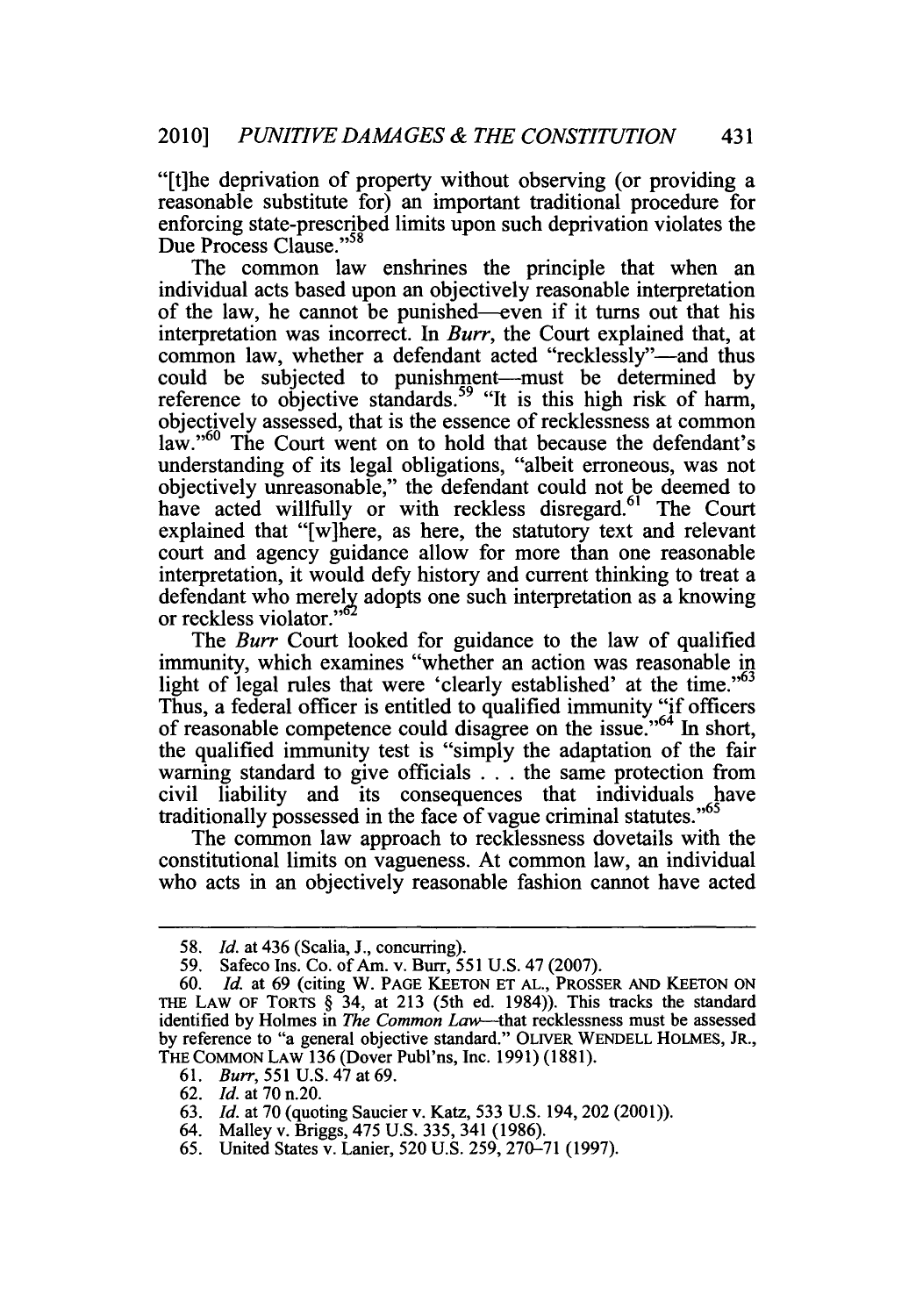"[t]he deprivation of property without observing (or providing a reasonable substitute for) an important traditional procedure for enforcing state-prescribed limits upon such deprivation violates the Due Process Clause."[58]

The common law enshrines the principle that when an individual acts based upon an objectively reasonable interpretation of the law, he cannot be punished—even if it turns out that his interpretation was incorrect. In *Burr*, the Court explained that, at common law, whether a defendant acted "recklessly"—and thus could be subjected to punishment—must be determined by reference to objective standards.[59] "It is this high risk of harm, objectively assessed, that is the essence of recklessness at common law."[60] The Court went on to hold that because the defendant's understanding of its legal obligations, "albeit erroneous, was not objectively unreasonable," the defendant could not be deemed to have acted willfully or with reckless disregard.[61] The Court explained that "[w]here, as here, the statutory text and relevant court and agency guidance allow for more than one reasonable interpretation, it would defy history and current thinking to treat a defendant who merely adopts one such interpretation as a knowing or reckless violator."[62]

The *Burr* Court looked for guidance to the law of qualified immunity, which examines "whether an action was reasonable in light of legal rules that were 'clearly established' at the time."[63] Thus, a federal officer is entitled to qualified immunity "if officers of reasonable competence could disagree on the issue."[64] In short, the qualified immunity test is "simply the adaptation of the fair warning standard to give officials . . . the same protection from civil liability and its consequences that individuals have traditionally possessed in the face of vague criminal statutes."[65]

The common law approach to recklessness dovetails with the constitutional limits on vagueness. At common law, an individual who acts in an objectively reasonable fashion cannot have acted

---

58. *Id.* at 436 (Scalia, J., concurring).

59. Safeco Ins. Co. of Am. v. Burr, 551 U.S. 47 (2007).

60. *Id.* at 69 (citing W. PAGE KEETON ET AL., PROSSER AND KEETON ON THE LAW OF TORTS § 34, at 213 (5th ed. 1984)). This tracks the standard identified by Holmes in *The Common Law*—that recklessness must be assessed by reference to "a general objective standard." OLIVER WENDELL HOLMES, JR., THE COMMON LAW 136 (Dover Publ'ns, Inc. 1991) (1881).

61. *Burr*, 551 U.S. 47 at 69.

62. *Id.* at 70 n.20.

63. *Id.* at 70 (quoting Saucier v. Katz, 533 U.S. 194, 202 (2001)).

64. Malley v. Briggs, 475 U.S. 335, 341 (1986).

65. United States v. Lanier, 520 U.S. 259, 270–71 (1997).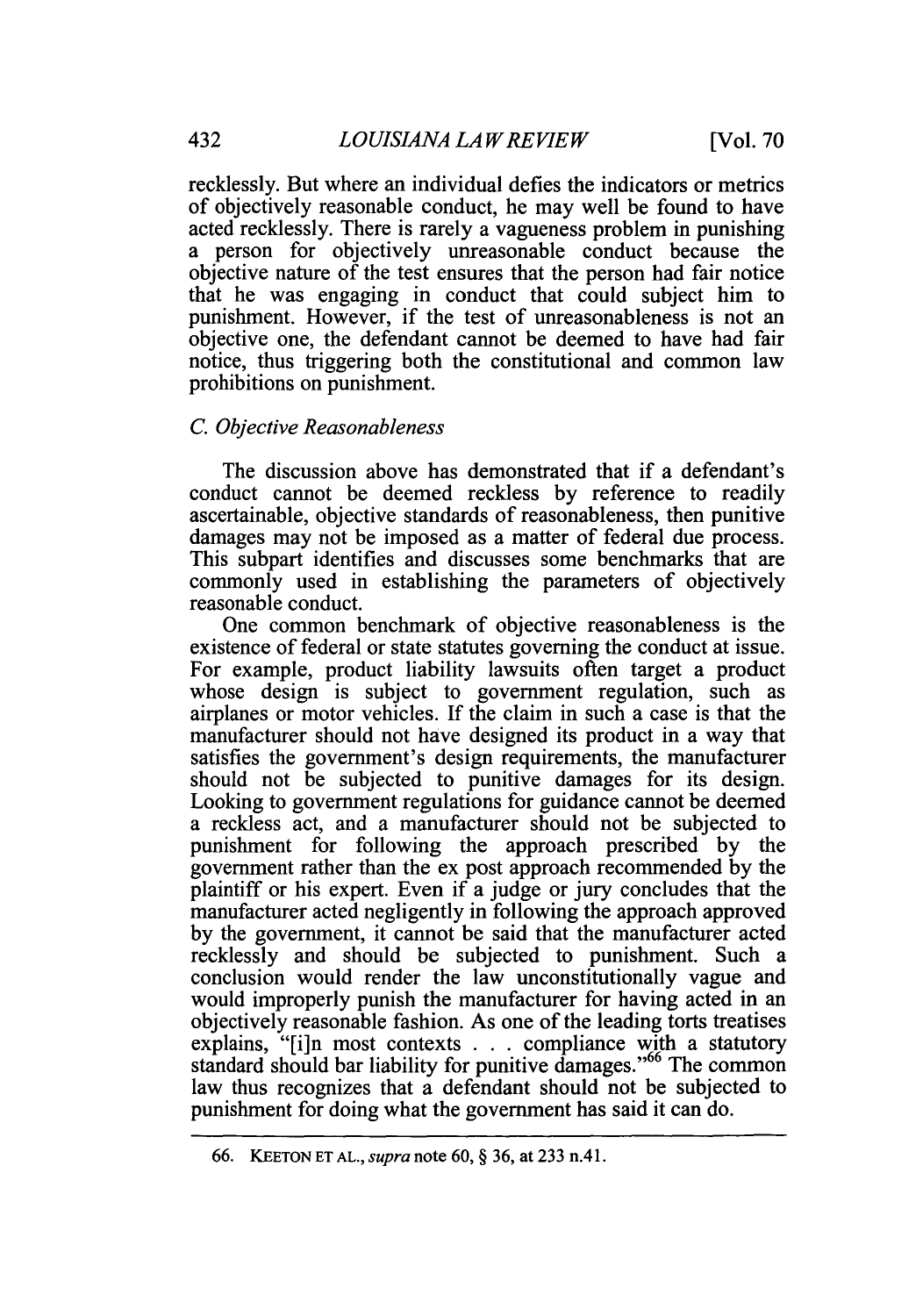recklessly. But where an individual defies the indicators or metrics of objectively reasonable conduct, he may well be found to have acted recklessly. There is rarely a vagueness problem in punishing a person for objectively unreasonable conduct because the objective nature of the test ensures that the person had fair notice that he was engaging in conduct that could subject him to punishment. However, if the test of unreasonableness is not an objective one, the defendant cannot be deemed to have had fair notice, thus triggering both the constitutional and common law prohibitions on punishment.

### *C. Objective Reasonableness*

The discussion above has demonstrated that if a defendant's conduct cannot be deemed reckless by reference to readily ascertainable, objective standards of reasonableness, then punitive damages may not be imposed as a matter of federal due process. This subpart identifies and discusses some benchmarks that are commonly used in establishing the parameters of objectively reasonable conduct.

One common benchmark of objective reasonableness is the existence of federal or state statutes governing the conduct at issue. For example, product liability lawsuits often target a product whose design is subject to government regulation, such as airplanes or motor vehicles. If the claim in such a case is that the manufacturer should not have designed its product in a way that satisfies the government's design requirements, the manufacturer should not be subjected to punitive damages for its design. Looking to government regulations for guidance cannot be deemed a reckless act, and a manufacturer should not be subjected to punishment for following the approach prescribed by the government rather than the ex post approach recommended by the plaintiff or his expert. Even if a judge or jury concludes that the manufacturer acted negligently in following the approach approved by the government, it cannot be said that the manufacturer acted recklessly and should be subjected to punishment. Such a conclusion would render the law unconstitutionally vague and would improperly punish the manufacturer for having acted in an objectively reasonable fashion. As one of the leading torts treatises explains, "[i]n most contexts . . . compliance with a statutory standard should bar liability for punitive damages."[66] The common law thus recognizes that a defendant should not be subjected to punishment for doing what the government has said it can do.

---

66. KEETON ET AL., *supra* note 60, § 36, at 233 n.41.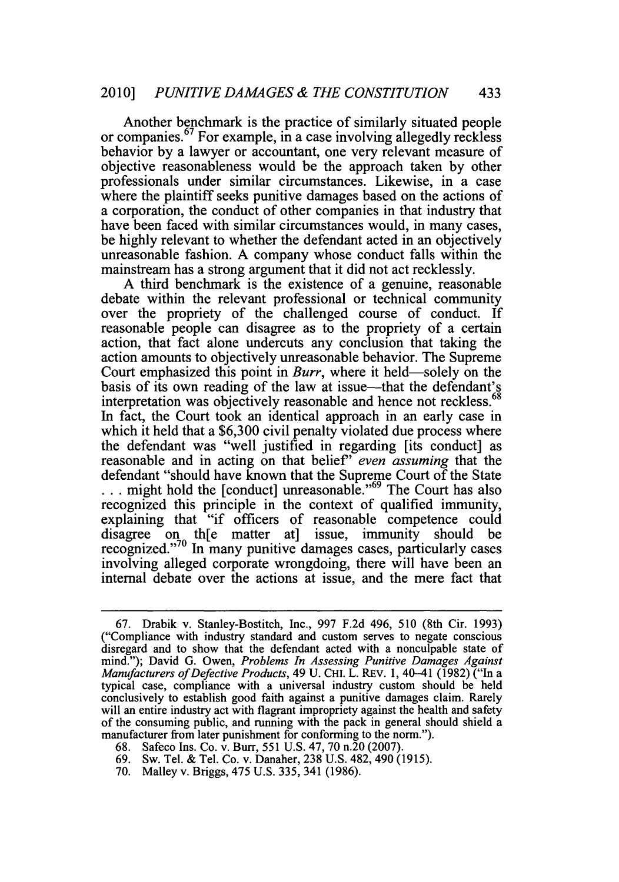Another benchmark is the practice of similarly situated people or companies.[67] For example, in a case involving allegedly reckless behavior by a lawyer or accountant, one very relevant measure of objective reasonableness would be the approach taken by other professionals under similar circumstances. Likewise, in a case where the plaintiff seeks punitive damages based on the actions of a corporation, the conduct of other companies in that industry that have been faced with similar circumstances would, in many cases, be highly relevant to whether the defendant acted in an objectively unreasonable fashion. A company whose conduct falls within the mainstream has a strong argument that it did not act recklessly.

A third benchmark is the existence of a genuine, reasonable debate within the relevant professional or technical community over the propriety of the challenged course of conduct. If reasonable people can disagree as to the propriety of a certain action, that fact alone undercuts any conclusion that taking the action amounts to objectively unreasonable behavior. The Supreme Court emphasized this point in *Burr*, where it held—solely on the basis of its own reading of the law at issue—that the defendant's interpretation was objectively reasonable and hence not reckless.[68] In fact, the Court took an identical approach in an early case in which it held that a $6,300 civil penalty violated due process where the defendant was "well justified in regarding [its conduct] as reasonable and in acting on that belief" *even assuming* that the defendant "should have known that the Supreme Court of the State . . . might hold the [conduct] unreasonable."[69] The Court has also recognized this principle in the context of qualified immunity, explaining that "if officers of reasonable competence could disagree on th[e matter at] issue, immunity should be recognized."[70] In many punitive damages cases, particularly cases involving alleged corporate wrongdoing, there will have been an internal debate over the actions at issue, and the mere fact that

---

67. Drabik v. Stanley-Bostitch, Inc., 997 F.2d 496, 510 (8th Cir. 1993) ("Compliance with industry standard and custom serves to negate conscious disregard and to show that the defendant acted with a nonculpable state of mind."); David G. Owen, *Problems In Assessing Punitive Damages Against Manufacturers of Defective Products*, 49 U. CHI. L. REV. 1, 40–41 (1982) ("In a typical case, compliance with a universal industry custom should be held conclusively to establish good faith against a punitive damages claim. Rarely will an entire industry act with flagrant impropriety against the health and safety of the consuming public, and running with the pack in general should shield a manufacturer from later punishment for conforming to the norm.").

68. Safeco Ins. Co. v. Burr, 551 U.S. 47, 70 n.20 (2007).

69. Sw. Tel. & Tel. Co. v. Danaher, 238 U.S. 482, 490 (1915).

70. Malley v. Briggs, 475 U.S. 335, 341 (1986).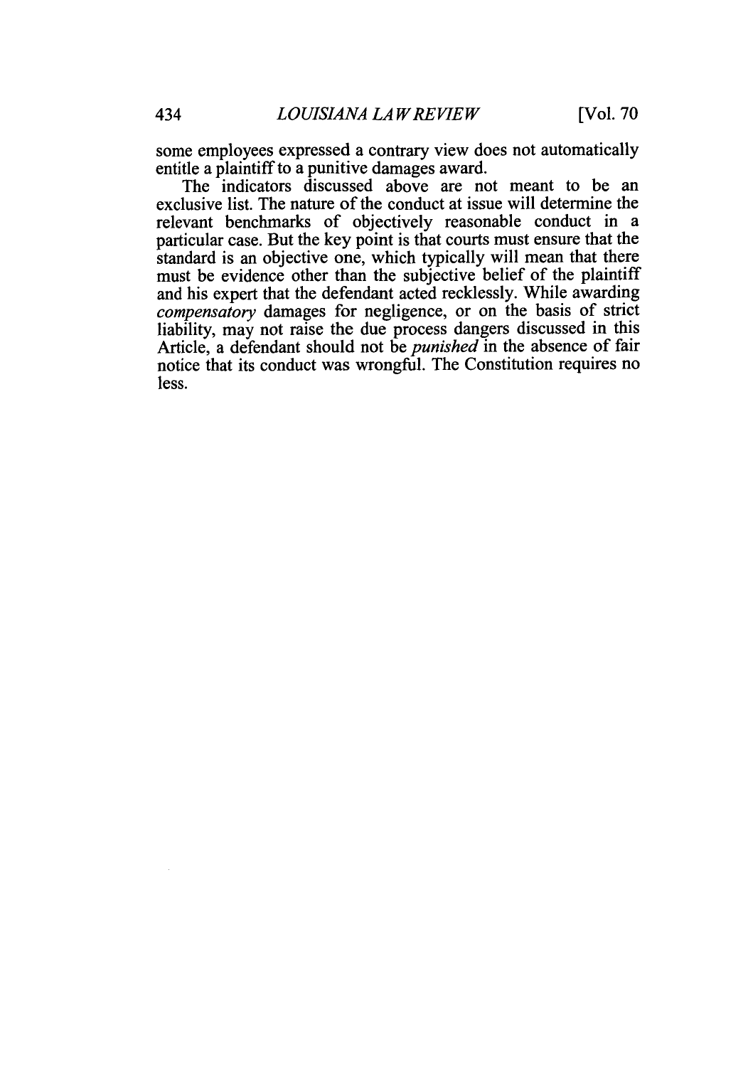some employees expressed a contrary view does not automatically entitle a plaintiff to a punitive damages award.

The indicators discussed above are not meant to be an exclusive list. The nature of the conduct at issue will determine the relevant benchmarks of objectively reasonable conduct in a particular case. But the key point is that courts must ensure that the standard is an objective one, which typically will mean that there must be evidence other than the subjective belief of the plaintiff and his expert that the defendant acted recklessly. While awarding *compensatory* damages for negligence, or on the basis of strict liability, may not raise the due process dangers discussed in this Article, a defendant should not be *punished* in the absence of fair notice that its conduct was wrongful. The Constitution requires no less.